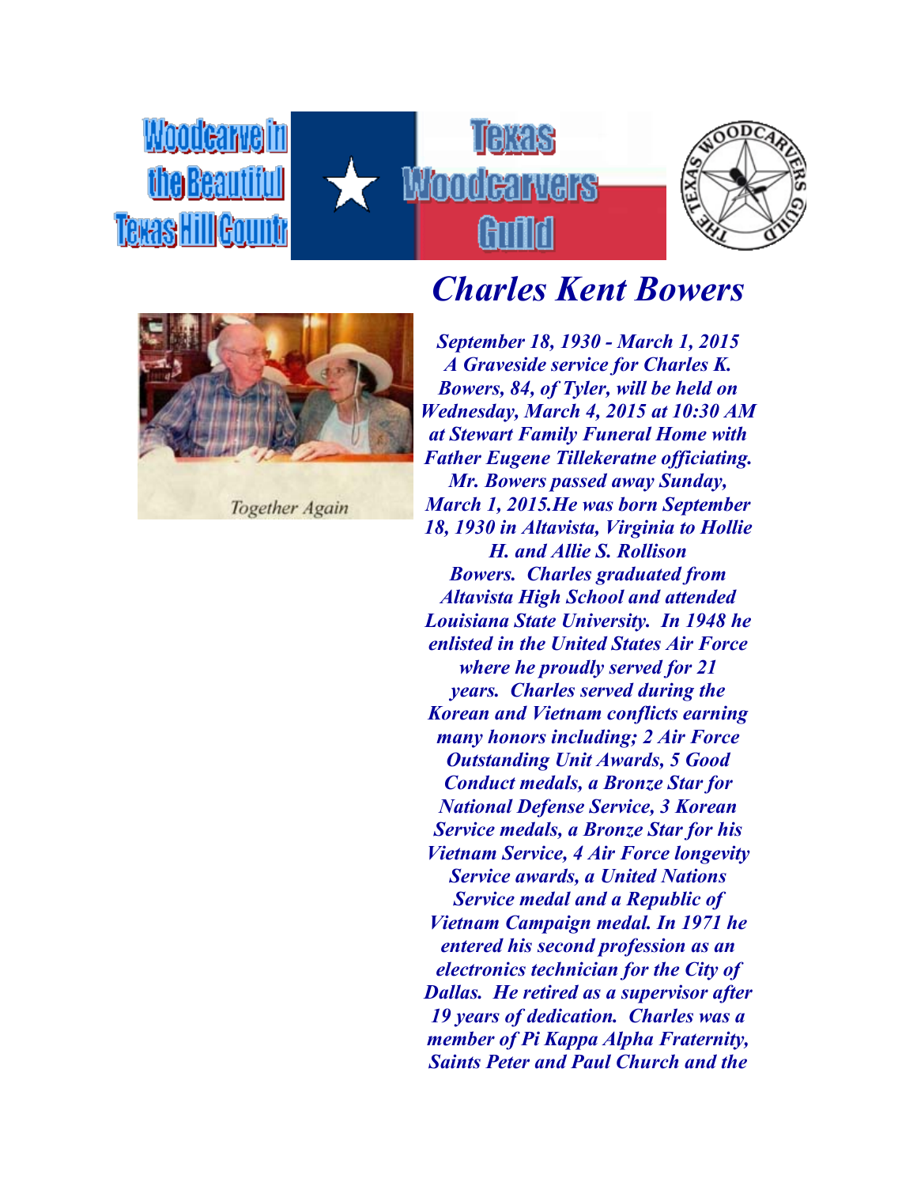Woodcarve in the Beautiful Texas Hill Country

Texas Woodcarvers Guild

# *Charles Kent Bowers*

Together Again

***September 18, 1930 - March 1, 2015***
***A Graveside service for Charles K. Bowers, 84, of Tyler, will be held on Wednesday, March 4, 2015 at 10:30 AM at Stewart Family Funeral Home with Father Eugene Tillekeratne officiating. Mr. Bowers passed away Sunday, March 1, 2015.He was born September 18, 1930 in Altavista, Virginia to Hollie H. and Allie S. Rollison Bowers. Charles graduated from Altavista High School and attended Louisiana State University. In 1948 he enlisted in the United States Air Force where he proudly served for 21 years. Charles served during the Korean and Vietnam conflicts earning many honors including; 2 Air Force Outstanding Unit Awards, 5 Good Conduct medals, a Bronze Star for National Defense Service, 3 Korean Service medals, a Bronze Star for his Vietnam Service, 4 Air Force longevity Service awards, a United Nations Service medal and a Republic of Vietnam Campaign medal. In 1971 he entered his second profession as an electronics technician for the City of Dallas. He retired as a supervisor after 19 years of dedication. Charles was a member of Pi Kappa Alpha Fraternity, Saints Peter and Paul Church and the***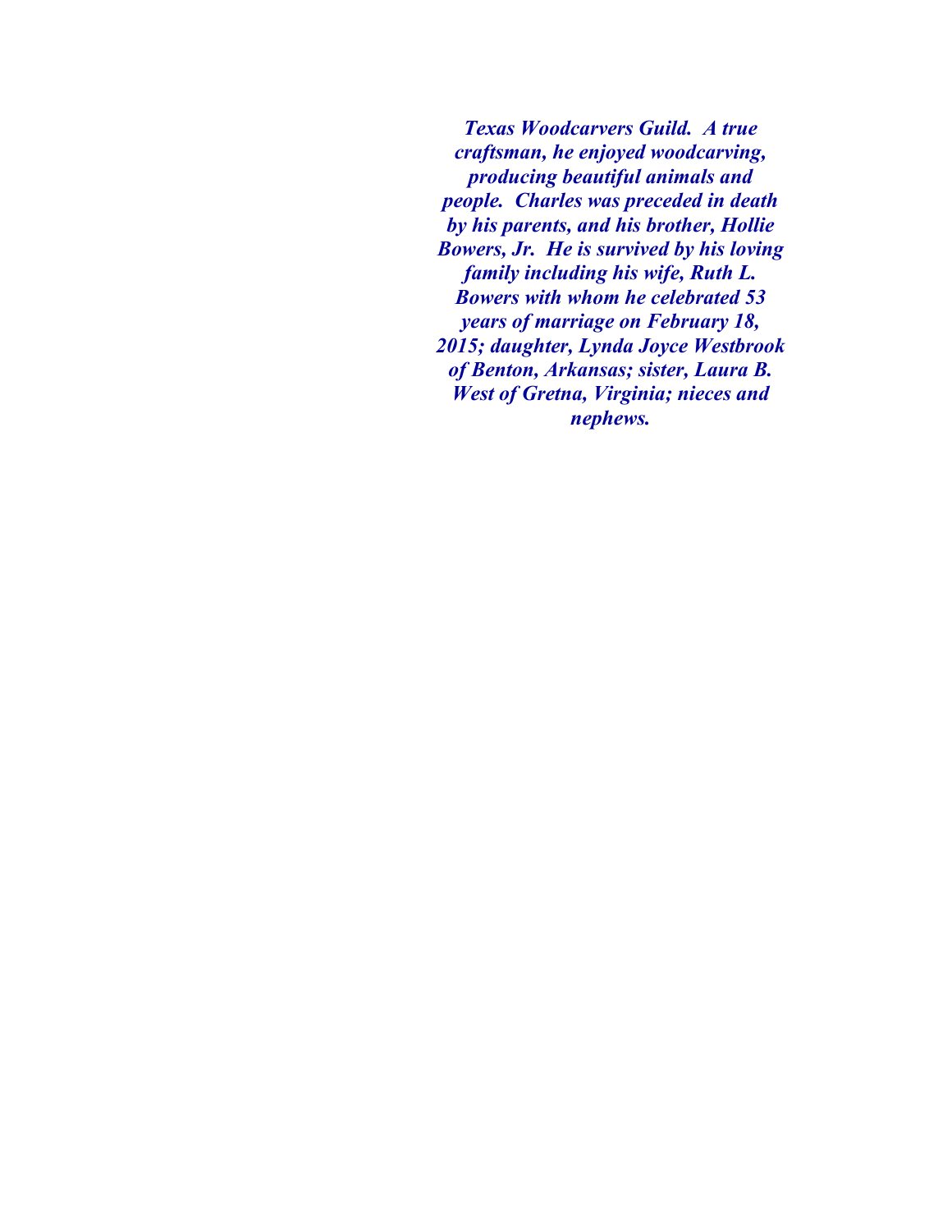***Texas Woodcarvers Guild.  A true craftsman, he enjoyed woodcarving, producing beautiful animals and people.  Charles was preceded in death by his parents, and his brother, Hollie Bowers, Jr.  He is survived by his loving family including his wife, Ruth L. Bowers with whom he celebrated 53 years of marriage on February 18, 2015; daughter, Lynda Joyce Westbrook of Benton, Arkansas; sister, Laura B. West of Gretna, Virginia; nieces and nephews.***